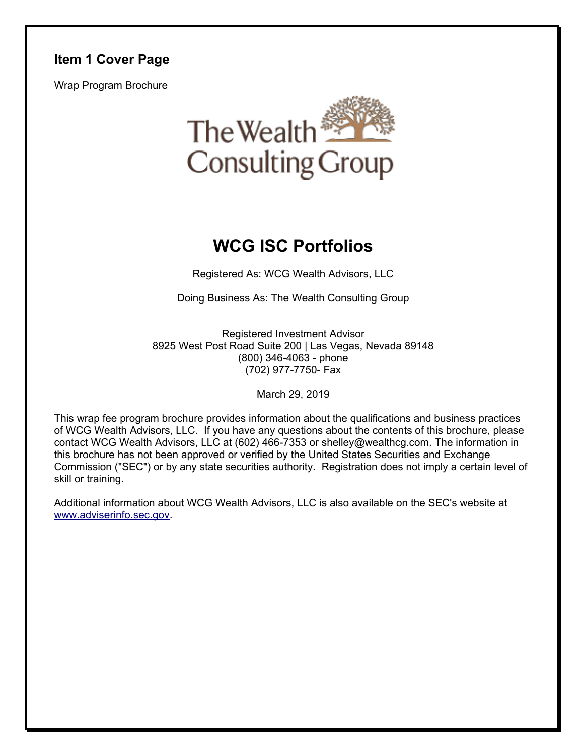## Item 1 Cover Page

Wrap Program Brochure

The Wealth Consulting Group

# WCG ISC Portfolios

Registered As: WCG Wealth Advisors, LLC

Doing Business As: The Wealth Consulting Group

Registered Investment Advisor
8925 West Post Road Suite 200 | Las Vegas, Nevada 89148
(800) 346-4063 - phone
(702) 977-7750- Fax

March 29, 2019

This wrap fee program brochure provides information about the qualifications and business practices of WCG Wealth Advisors, LLC. If you have any questions about the contents of this brochure, please contact WCG Wealth Advisors, LLC at (602) 466-7353 or shelley@wealthcg.com. The information in this brochure has not been approved or verified by the United States Securities and Exchange Commission ("SEC") or by any state securities authority. Registration does not imply a certain level of skill or training.

Additional information about WCG Wealth Advisors, LLC is also available on the SEC's website at [www.adviserinfo.sec.gov](http://www.adviserinfo.sec.gov).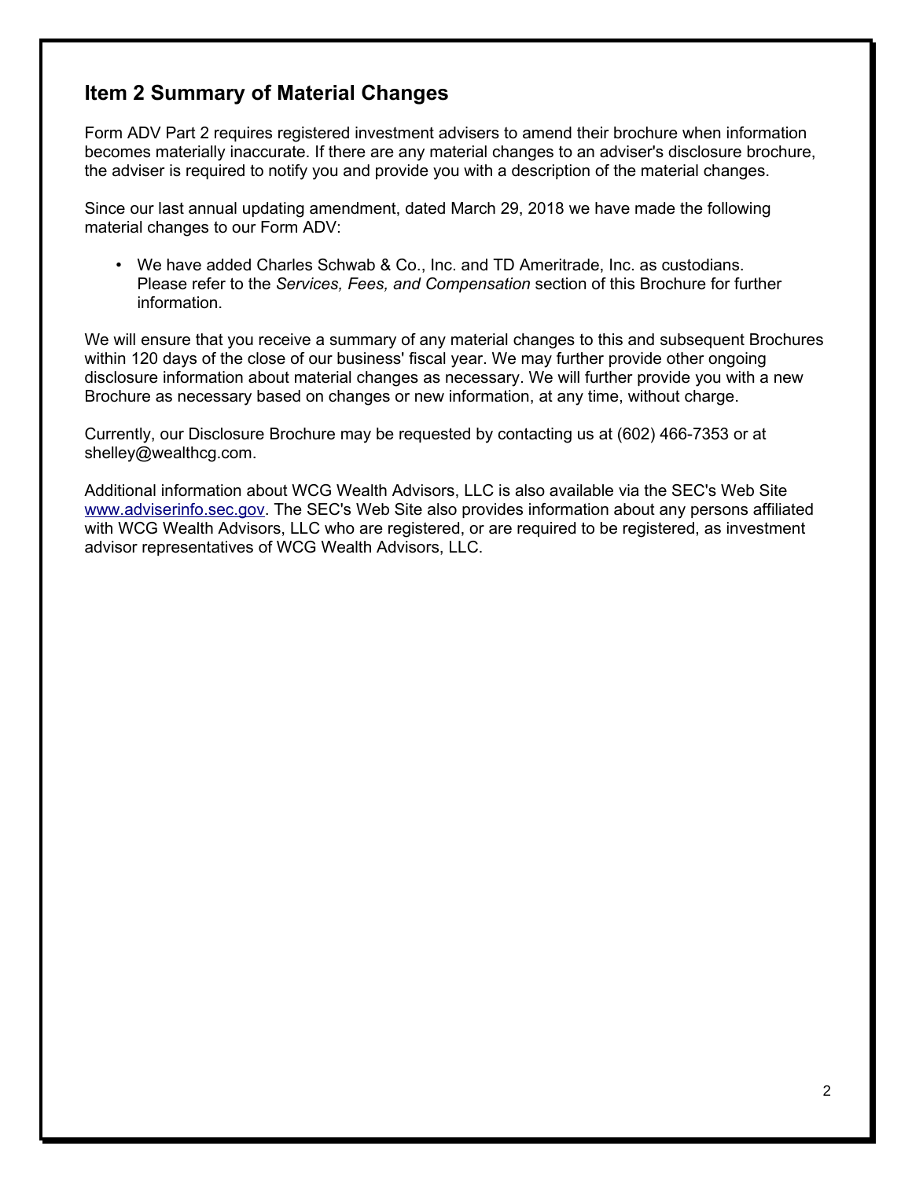## Item 2 Summary of Material Changes

Form ADV Part 2 requires registered investment advisers to amend their brochure when information becomes materially inaccurate. If there are any material changes to an adviser's disclosure brochure, the adviser is required to notify you and provide you with a description of the material changes.

Since our last annual updating amendment, dated March 29, 2018 we have made the following material changes to our Form ADV:

- We have added Charles Schwab & Co., Inc. and TD Ameritrade, Inc. as custodians. Please refer to the *Services, Fees, and Compensation* section of this Brochure for further information.

We will ensure that you receive a summary of any material changes to this and subsequent Brochures within 120 days of the close of our business' fiscal year. We may further provide other ongoing disclosure information about material changes as necessary. We will further provide you with a new Brochure as necessary based on changes or new information, at any time, without charge.

Currently, our Disclosure Brochure may be requested by contacting us at (602) 466-7353 or at shelley@wealthcg.com.

Additional information about WCG Wealth Advisors, LLC is also available via the SEC's Web Site [www.adviserinfo.sec.gov](http://www.adviserinfo.sec.gov). The SEC's Web Site also provides information about any persons affiliated with WCG Wealth Advisors, LLC who are registered, or are required to be registered, as investment advisor representatives of WCG Wealth Advisors, LLC.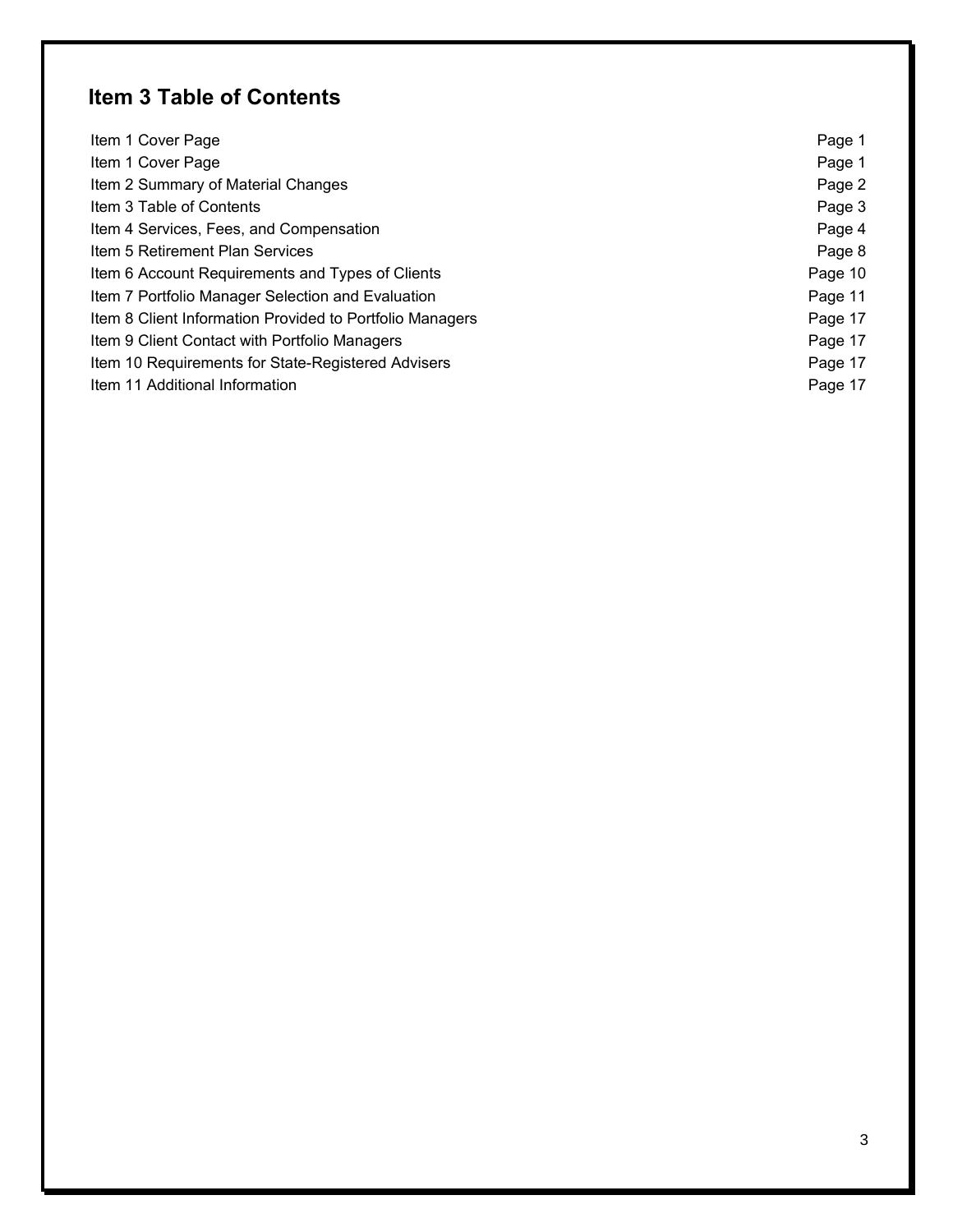## Item 3 Table of Contents

| | |
|---|---|
| Item 1 Cover Page | Page 1 |
| Item 1 Cover Page | Page 1 |
| Item 2 Summary of Material Changes | Page 2 |
| Item 3 Table of Contents | Page 3 |
| Item 4 Services, Fees, and Compensation | Page 4 |
| Item 5 Retirement Plan Services | Page 8 |
| Item 6 Account Requirements and Types of Clients | Page 10 |
| Item 7 Portfolio Manager Selection and Evaluation | Page 11 |
| Item 8 Client Information Provided to Portfolio Managers | Page 17 |
| Item 9 Client Contact with Portfolio Managers | Page 17 |
| Item 10 Requirements for State-Registered Advisers | Page 17 |
| Item 11 Additional Information | Page 17 |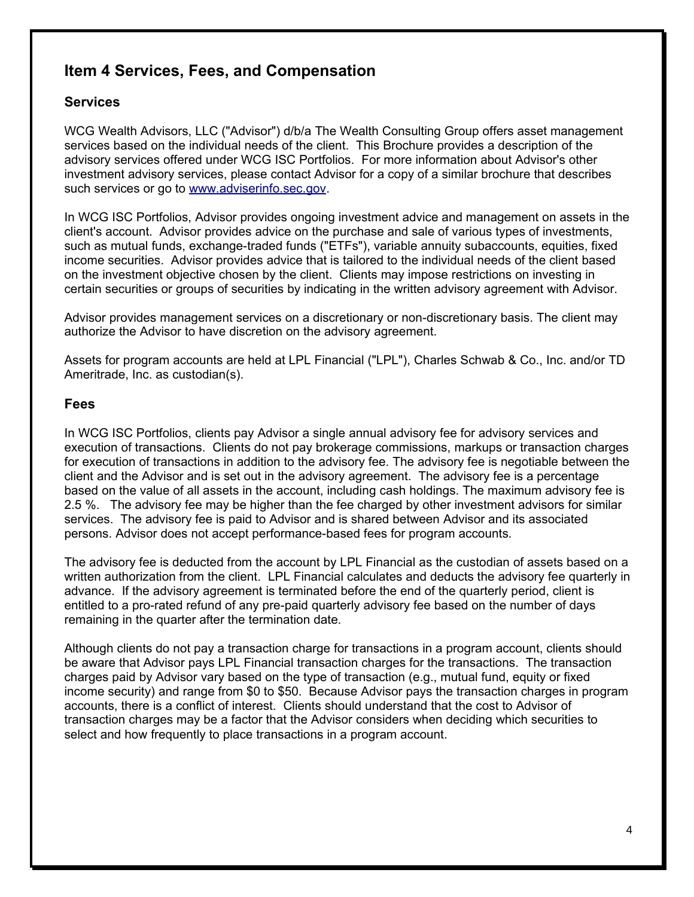## Item 4 Services, Fees, and Compensation

### Services

WCG Wealth Advisors, LLC ("Advisor") d/b/a The Wealth Consulting Group offers asset management services based on the individual needs of the client. This Brochure provides a description of the advisory services offered under WCG ISC Portfolios. For more information about Advisor's other investment advisory services, please contact Advisor for a copy of a similar brochure that describes such services or go to www.adviserinfo.sec.gov.

In WCG ISC Portfolios, Advisor provides ongoing investment advice and management on assets in the client's account. Advisor provides advice on the purchase and sale of various types of investments, such as mutual funds, exchange-traded funds ("ETFs"), variable annuity subaccounts, equities, fixed income securities. Advisor provides advice that is tailored to the individual needs of the client based on the investment objective chosen by the client. Clients may impose restrictions on investing in certain securities or groups of securities by indicating in the written advisory agreement with Advisor.

Advisor provides management services on a discretionary or non-discretionary basis. The client may authorize the Advisor to have discretion on the advisory agreement.

Assets for program accounts are held at LPL Financial ("LPL"), Charles Schwab & Co., Inc. and/or TD Ameritrade, Inc. as custodian(s).

### Fees

In WCG ISC Portfolios, clients pay Advisor a single annual advisory fee for advisory services and execution of transactions. Clients do not pay brokerage commissions, markups or transaction charges for execution of transactions in addition to the advisory fee. The advisory fee is negotiable between the client and the Advisor and is set out in the advisory agreement. The advisory fee is a percentage based on the value of all assets in the account, including cash holdings. The maximum advisory fee is 2.5 %. The advisory fee may be higher than the fee charged by other investment advisors for similar services. The advisory fee is paid to Advisor and is shared between Advisor and its associated persons. Advisor does not accept performance-based fees for program accounts.

The advisory fee is deducted from the account by LPL Financial as the custodian of assets based on a written authorization from the client. LPL Financial calculates and deducts the advisory fee quarterly in advance. If the advisory agreement is terminated before the end of the quarterly period, client is entitled to a pro-rated refund of any pre-paid quarterly advisory fee based on the number of days remaining in the quarter after the termination date.

Although clients do not pay a transaction charge for transactions in a program account, clients should be aware that Advisor pays LPL Financial transaction charges for the transactions. The transaction charges paid by Advisor vary based on the type of transaction (e.g., mutual fund, equity or fixed income security) and range from $0 to $50. Because Advisor pays the transaction charges in program accounts, there is a conflict of interest. Clients should understand that the cost to Advisor of transaction charges may be a factor that the Advisor considers when deciding which securities to select and how frequently to place transactions in a program account.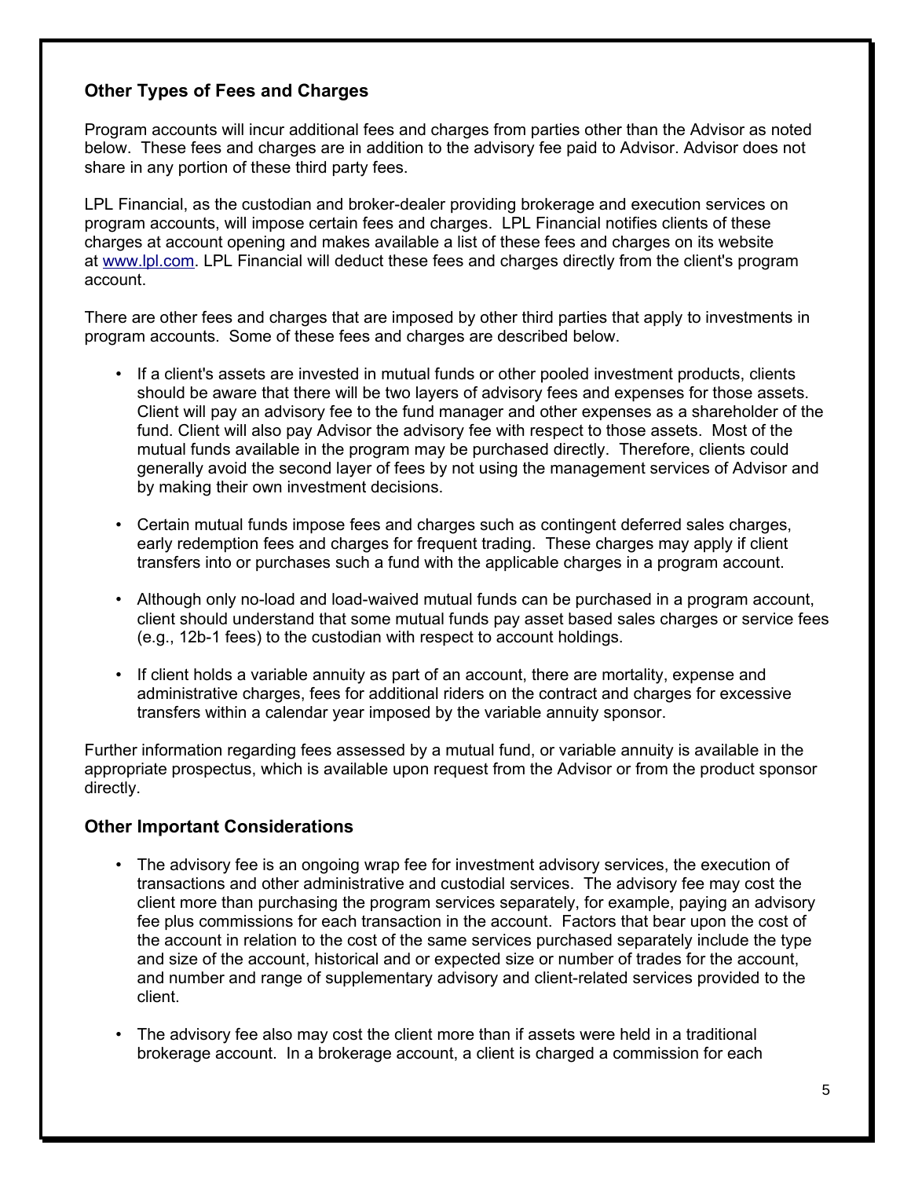## Other Types of Fees and Charges

Program accounts will incur additional fees and charges from parties other than the Advisor as noted below. These fees and charges are in addition to the advisory fee paid to Advisor. Advisor does not share in any portion of these third party fees.

LPL Financial, as the custodian and broker-dealer providing brokerage and execution services on program accounts, will impose certain fees and charges. LPL Financial notifies clients of these charges at account opening and makes available a list of these fees and charges on its website at [www.lpl.com](http://www.lpl.com). LPL Financial will deduct these fees and charges directly from the client's program account.

There are other fees and charges that are imposed by other third parties that apply to investments in program accounts. Some of these fees and charges are described below.

- If a client's assets are invested in mutual funds or other pooled investment products, clients should be aware that there will be two layers of advisory fees and expenses for those assets. Client will pay an advisory fee to the fund manager and other expenses as a shareholder of the fund. Client will also pay Advisor the advisory fee with respect to those assets. Most of the mutual funds available in the program may be purchased directly. Therefore, clients could generally avoid the second layer of fees by not using the management services of Advisor and by making their own investment decisions.

- Certain mutual funds impose fees and charges such as contingent deferred sales charges, early redemption fees and charges for frequent trading. These charges may apply if client transfers into or purchases such a fund with the applicable charges in a program account.

- Although only no-load and load-waived mutual funds can be purchased in a program account, client should understand that some mutual funds pay asset based sales charges or service fees (e.g., 12b-1 fees) to the custodian with respect to account holdings.

- If client holds a variable annuity as part of an account, there are mortality, expense and administrative charges, fees for additional riders on the contract and charges for excessive transfers within a calendar year imposed by the variable annuity sponsor.

Further information regarding fees assessed by a mutual fund, or variable annuity is available in the appropriate prospectus, which is available upon request from the Advisor or from the product sponsor directly.

## Other Important Considerations

- The advisory fee is an ongoing wrap fee for investment advisory services, the execution of transactions and other administrative and custodial services. The advisory fee may cost the client more than purchasing the program services separately, for example, paying an advisory fee plus commissions for each transaction in the account. Factors that bear upon the cost of the account in relation to the cost of the same services purchased separately include the type and size of the account, historical and or expected size or number of trades for the account, and number and range of supplementary advisory and client-related services provided to the client.

- The advisory fee also may cost the client more than if assets were held in a traditional brokerage account. In a brokerage account, a client is charged a commission for each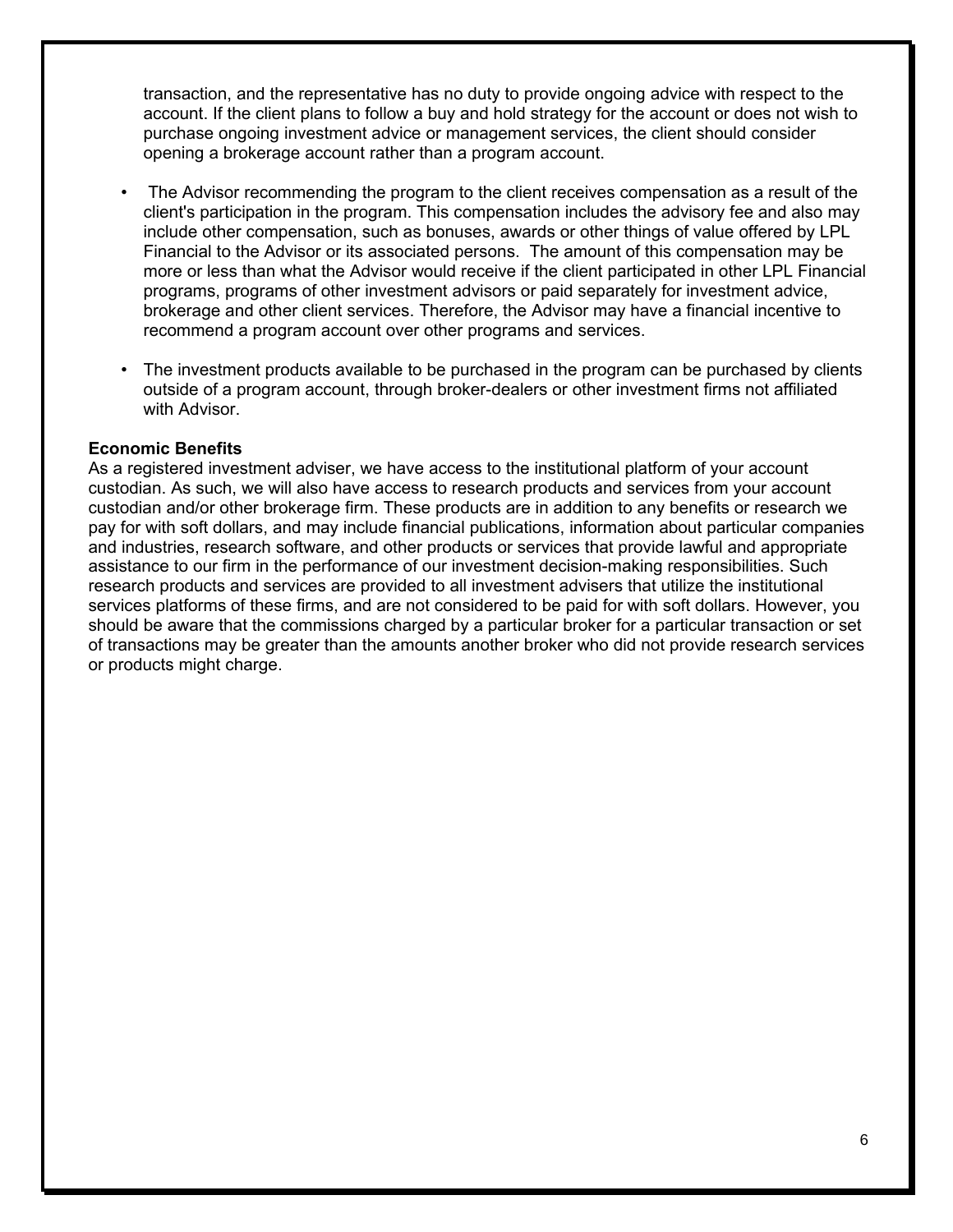transaction, and the representative has no duty to provide ongoing advice with respect to the account. If the client plans to follow a buy and hold strategy for the account or does not wish to purchase ongoing investment advice or management services, the client should consider opening a brokerage account rather than a program account.

- The Advisor recommending the program to the client receives compensation as a result of the client's participation in the program. This compensation includes the advisory fee and also may include other compensation, such as bonuses, awards or other things of value offered by LPL Financial to the Advisor or its associated persons. The amount of this compensation may be more or less than what the Advisor would receive if the client participated in other LPL Financial programs, programs of other investment advisors or paid separately for investment advice, brokerage and other client services. Therefore, the Advisor may have a financial incentive to recommend a program account over other programs and services.
- The investment products available to be purchased in the program can be purchased by clients outside of a program account, through broker-dealers or other investment firms not affiliated with Advisor.

**Economic Benefits**

As a registered investment adviser, we have access to the institutional platform of your account custodian. As such, we will also have access to research products and services from your account custodian and/or other brokerage firm. These products are in addition to any benefits or research we pay for with soft dollars, and may include financial publications, information about particular companies and industries, research software, and other products or services that provide lawful and appropriate assistance to our firm in the performance of our investment decision-making responsibilities. Such research products and services are provided to all investment advisers that utilize the institutional services platforms of these firms, and are not considered to be paid for with soft dollars. However, you should be aware that the commissions charged by a particular broker for a particular transaction or set of transactions may be greater than the amounts another broker who did not provide research services or products might charge.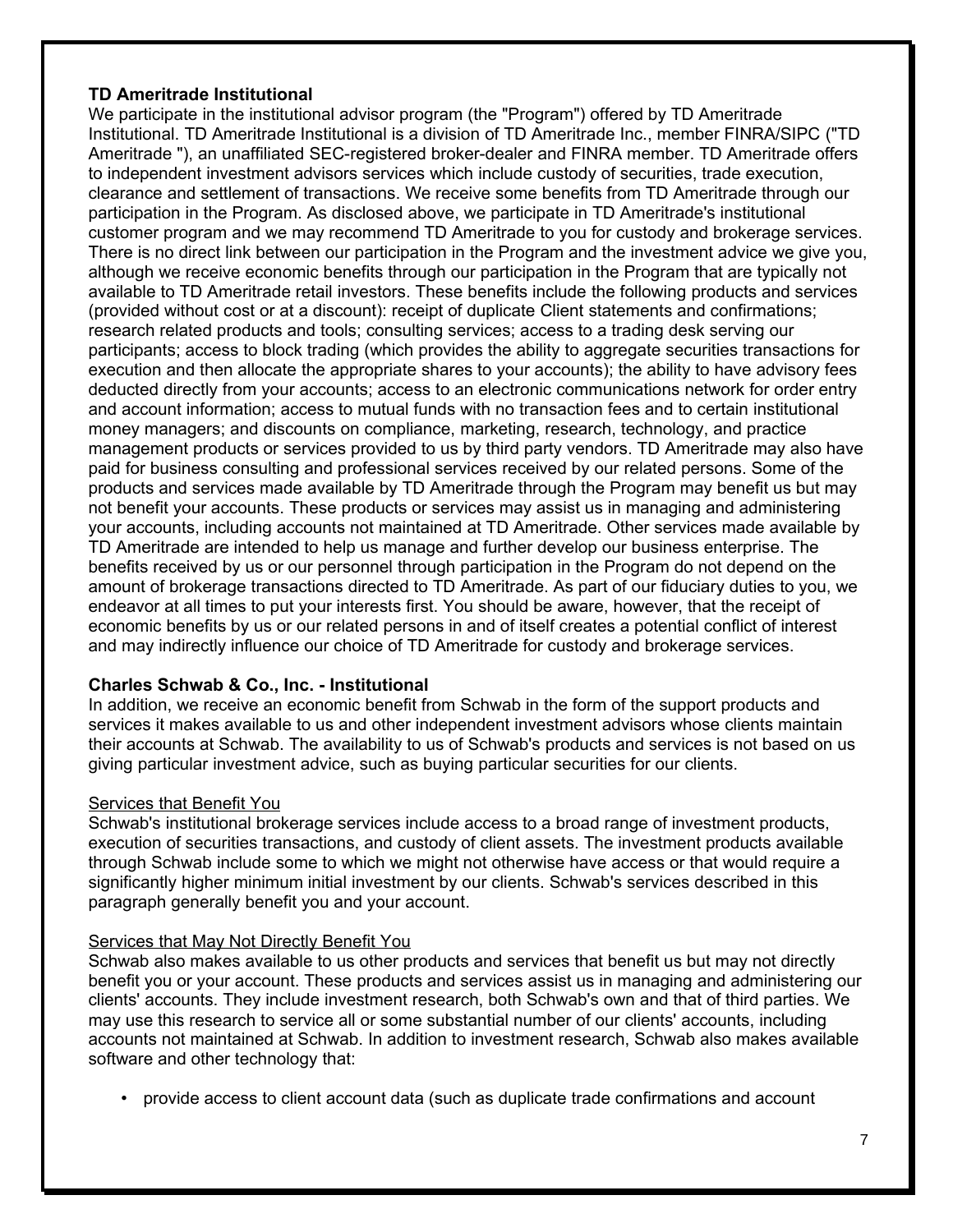**TD Ameritrade Institutional**

We participate in the institutional advisor program (the "Program") offered by TD Ameritrade Institutional. TD Ameritrade Institutional is a division of TD Ameritrade Inc., member FINRA/SIPC ("TD Ameritrade "), an unaffiliated SEC-registered broker-dealer and FINRA member. TD Ameritrade offers to independent investment advisors services which include custody of securities, trade execution, clearance and settlement of transactions. We receive some benefits from TD Ameritrade through our participation in the Program. As disclosed above, we participate in TD Ameritrade's institutional customer program and we may recommend TD Ameritrade to you for custody and brokerage services. There is no direct link between our participation in the Program and the investment advice we give you, although we receive economic benefits through our participation in the Program that are typically not available to TD Ameritrade retail investors. These benefits include the following products and services (provided without cost or at a discount): receipt of duplicate Client statements and confirmations; research related products and tools; consulting services; access to a trading desk serving our participants; access to block trading (which provides the ability to aggregate securities transactions for execution and then allocate the appropriate shares to your accounts); the ability to have advisory fees deducted directly from your accounts; access to an electronic communications network for order entry and account information; access to mutual funds with no transaction fees and to certain institutional money managers; and discounts on compliance, marketing, research, technology, and practice management products or services provided to us by third party vendors. TD Ameritrade may also have paid for business consulting and professional services received by our related persons. Some of the products and services made available by TD Ameritrade through the Program may benefit us but may not benefit your accounts. These products or services may assist us in managing and administering your accounts, including accounts not maintained at TD Ameritrade. Other services made available by TD Ameritrade are intended to help us manage and further develop our business enterprise. The benefits received by us or our personnel through participation in the Program do not depend on the amount of brokerage transactions directed to TD Ameritrade. As part of our fiduciary duties to you, we endeavor at all times to put your interests first. You should be aware, however, that the receipt of economic benefits by us or our related persons in and of itself creates a potential conflict of interest and may indirectly influence our choice of TD Ameritrade for custody and brokerage services.

**Charles Schwab & Co., Inc. - Institutional**

In addition, we receive an economic benefit from Schwab in the form of the support products and services it makes available to us and other independent investment advisors whose clients maintain their accounts at Schwab. The availability to us of Schwab's products and services is not based on us giving particular investment advice, such as buying particular securities for our clients.

<u>Services that Benefit You</u>

Schwab's institutional brokerage services include access to a broad range of investment products, execution of securities transactions, and custody of client assets. The investment products available through Schwab include some to which we might not otherwise have access or that would require a significantly higher minimum initial investment by our clients. Schwab's services described in this paragraph generally benefit you and your account.

<u>Services that May Not Directly Benefit You</u>

Schwab also makes available to us other products and services that benefit us but may not directly benefit you or your account. These products and services assist us in managing and administering our clients' accounts. They include investment research, both Schwab's own and that of third parties. We may use this research to service all or some substantial number of our clients' accounts, including accounts not maintained at Schwab. In addition to investment research, Schwab also makes available software and other technology that:

- provide access to client account data (such as duplicate trade confirmations and account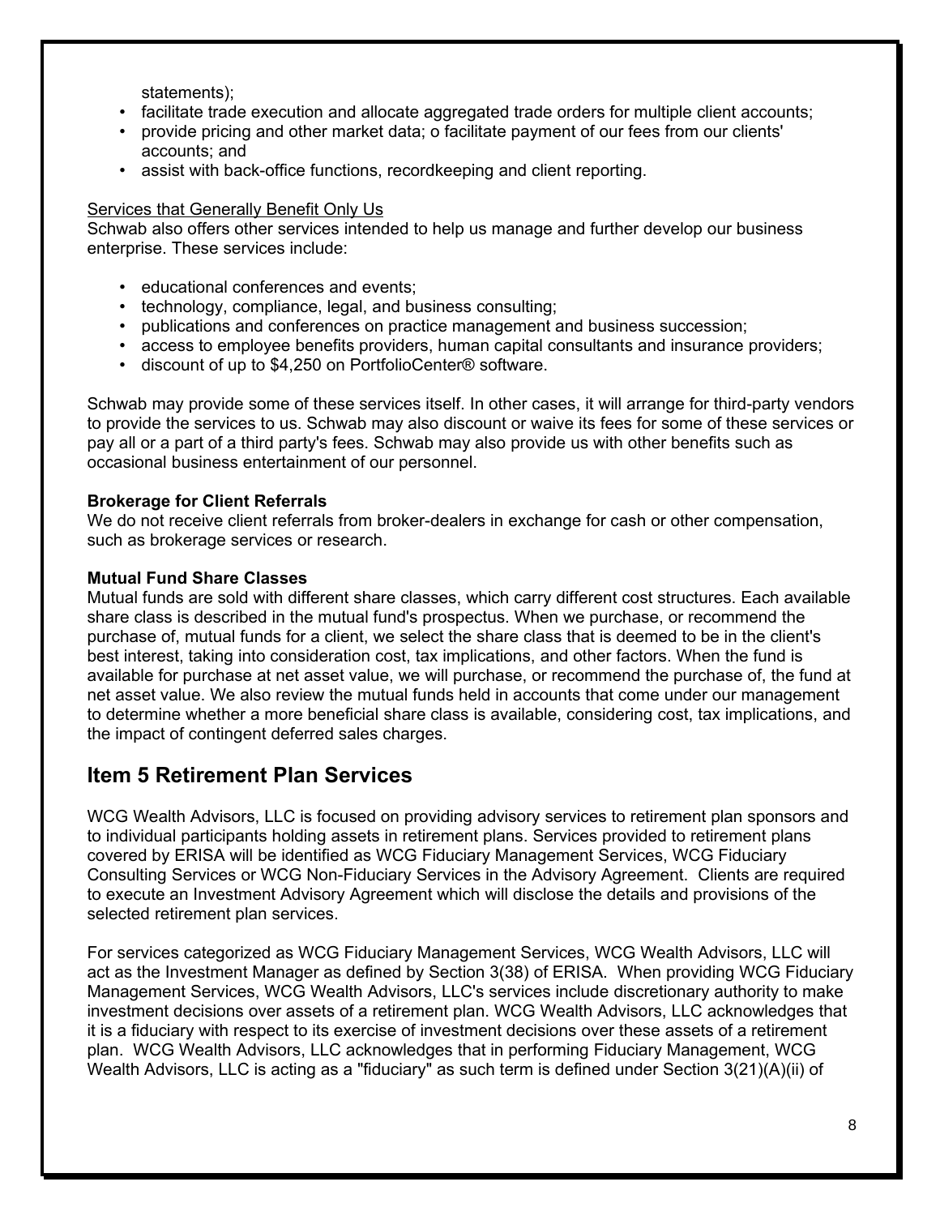statements);

- facilitate trade execution and allocate aggregated trade orders for multiple client accounts;
- provide pricing and other market data; o facilitate payment of our fees from our clients' accounts; and
- assist with back-office functions, recordkeeping and client reporting.

Services that Generally Benefit Only Us

Schwab also offers other services intended to help us manage and further develop our business enterprise. These services include:

- educational conferences and events;
- technology, compliance, legal, and business consulting;
- publications and conferences on practice management and business succession;
- access to employee benefits providers, human capital consultants and insurance providers;
- discount of up to $4,250 on PortfolioCenter® software.

Schwab may provide some of these services itself. In other cases, it will arrange for third-party vendors to provide the services to us. Schwab may also discount or waive its fees for some of these services or pay all or a part of a third party's fees. Schwab may also provide us with other benefits such as occasional business entertainment of our personnel.

**Brokerage for Client Referrals**

We do not receive client referrals from broker-dealers in exchange for cash or other compensation, such as brokerage services or research.

**Mutual Fund Share Classes**

Mutual funds are sold with different share classes, which carry different cost structures. Each available share class is described in the mutual fund's prospectus. When we purchase, or recommend the purchase of, mutual funds for a client, we select the share class that is deemed to be in the client's best interest, taking into consideration cost, tax implications, and other factors. When the fund is available for purchase at net asset value, we will purchase, or recommend the purchase of, the fund at net asset value. We also review the mutual funds held in accounts that come under our management to determine whether a more beneficial share class is available, considering cost, tax implications, and the impact of contingent deferred sales charges.

## Item 5 Retirement Plan Services

WCG Wealth Advisors, LLC is focused on providing advisory services to retirement plan sponsors and to individual participants holding assets in retirement plans. Services provided to retirement plans covered by ERISA will be identified as WCG Fiduciary Management Services, WCG Fiduciary Consulting Services or WCG Non-Fiduciary Services in the Advisory Agreement. Clients are required to execute an Investment Advisory Agreement which will disclose the details and provisions of the selected retirement plan services.

For services categorized as WCG Fiduciary Management Services, WCG Wealth Advisors, LLC will act as the Investment Manager as defined by Section 3(38) of ERISA. When providing WCG Fiduciary Management Services, WCG Wealth Advisors, LLC's services include discretionary authority to make investment decisions over assets of a retirement plan. WCG Wealth Advisors, LLC acknowledges that it is a fiduciary with respect to its exercise of investment decisions over these assets of a retirement plan. WCG Wealth Advisors, LLC acknowledges that in performing Fiduciary Management, WCG Wealth Advisors, LLC is acting as a "fiduciary" as such term is defined under Section 3(21)(A)(ii) of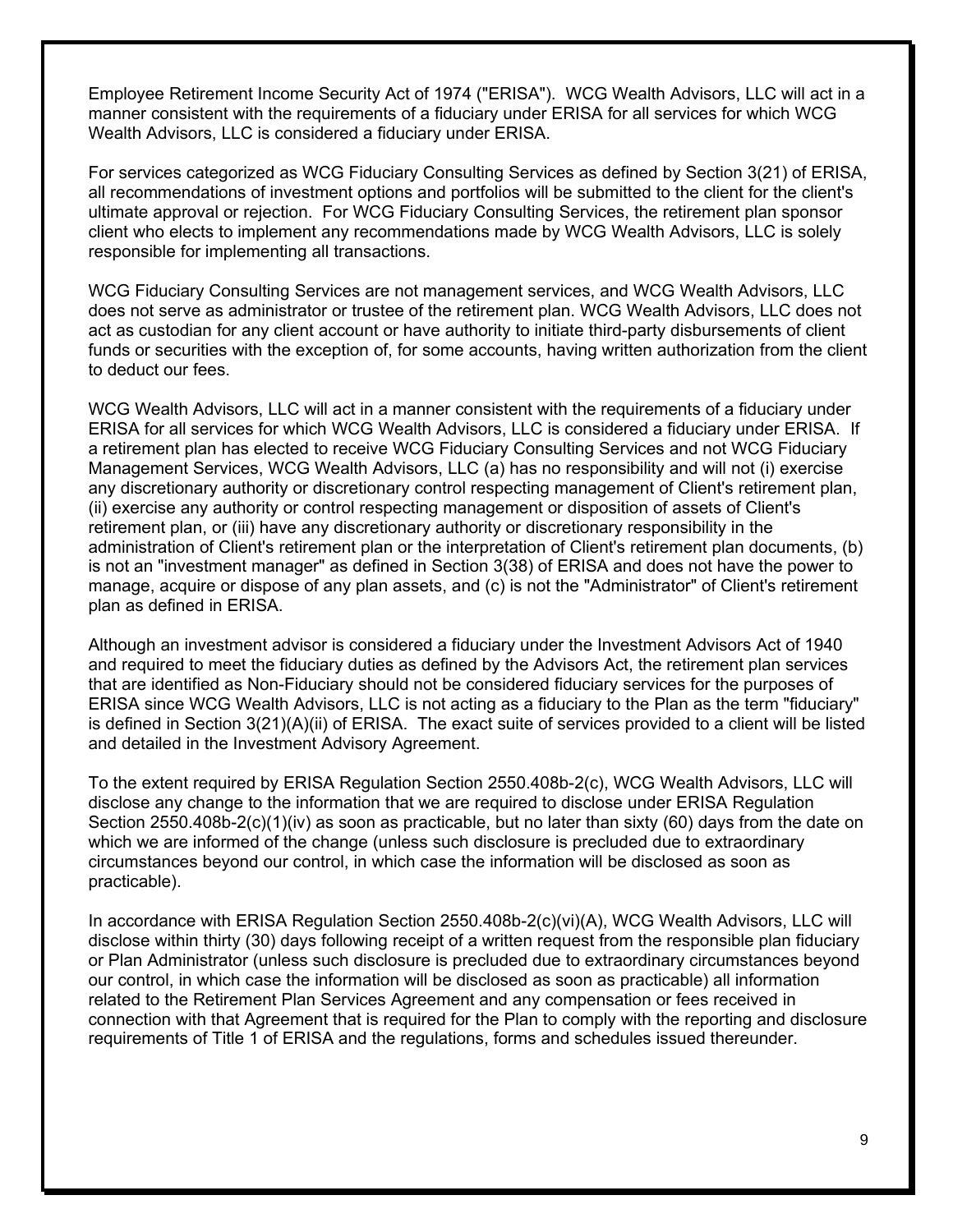Employee Retirement Income Security Act of 1974 ("ERISA"). WCG Wealth Advisors, LLC will act in a manner consistent with the requirements of a fiduciary under ERISA for all services for which WCG Wealth Advisors, LLC is considered a fiduciary under ERISA.

For services categorized as WCG Fiduciary Consulting Services as defined by Section 3(21) of ERISA, all recommendations of investment options and portfolios will be submitted to the client for the client's ultimate approval or rejection. For WCG Fiduciary Consulting Services, the retirement plan sponsor client who elects to implement any recommendations made by WCG Wealth Advisors, LLC is solely responsible for implementing all transactions.

WCG Fiduciary Consulting Services are not management services, and WCG Wealth Advisors, LLC does not serve as administrator or trustee of the retirement plan. WCG Wealth Advisors, LLC does not act as custodian for any client account or have authority to initiate third-party disbursements of client funds or securities with the exception of, for some accounts, having written authorization from the client to deduct our fees.

WCG Wealth Advisors, LLC will act in a manner consistent with the requirements of a fiduciary under ERISA for all services for which WCG Wealth Advisors, LLC is considered a fiduciary under ERISA. If a retirement plan has elected to receive WCG Fiduciary Consulting Services and not WCG Fiduciary Management Services, WCG Wealth Advisors, LLC (a) has no responsibility and will not (i) exercise any discretionary authority or discretionary control respecting management of Client's retirement plan, (ii) exercise any authority or control respecting management or disposition of assets of Client's retirement plan, or (iii) have any discretionary authority or discretionary responsibility in the administration of Client's retirement plan or the interpretation of Client's retirement plan documents, (b) is not an "investment manager" as defined in Section 3(38) of ERISA and does not have the power to manage, acquire or dispose of any plan assets, and (c) is not the "Administrator" of Client's retirement plan as defined in ERISA.

Although an investment advisor is considered a fiduciary under the Investment Advisors Act of 1940 and required to meet the fiduciary duties as defined by the Advisors Act, the retirement plan services that are identified as Non-Fiduciary should not be considered fiduciary services for the purposes of ERISA since WCG Wealth Advisors, LLC is not acting as a fiduciary to the Plan as the term "fiduciary" is defined in Section 3(21)(A)(ii) of ERISA. The exact suite of services provided to a client will be listed and detailed in the Investment Advisory Agreement.

To the extent required by ERISA Regulation Section 2550.408b-2(c), WCG Wealth Advisors, LLC will disclose any change to the information that we are required to disclose under ERISA Regulation Section 2550.408b-2(c)(1)(iv) as soon as practicable, but no later than sixty (60) days from the date on which we are informed of the change (unless such disclosure is precluded due to extraordinary circumstances beyond our control, in which case the information will be disclosed as soon as practicable).

In accordance with ERISA Regulation Section 2550.408b-2(c)(vi)(A), WCG Wealth Advisors, LLC will disclose within thirty (30) days following receipt of a written request from the responsible plan fiduciary or Plan Administrator (unless such disclosure is precluded due to extraordinary circumstances beyond our control, in which case the information will be disclosed as soon as practicable) all information related to the Retirement Plan Services Agreement and any compensation or fees received in connection with that Agreement that is required for the Plan to comply with the reporting and disclosure requirements of Title 1 of ERISA and the regulations, forms and schedules issued thereunder.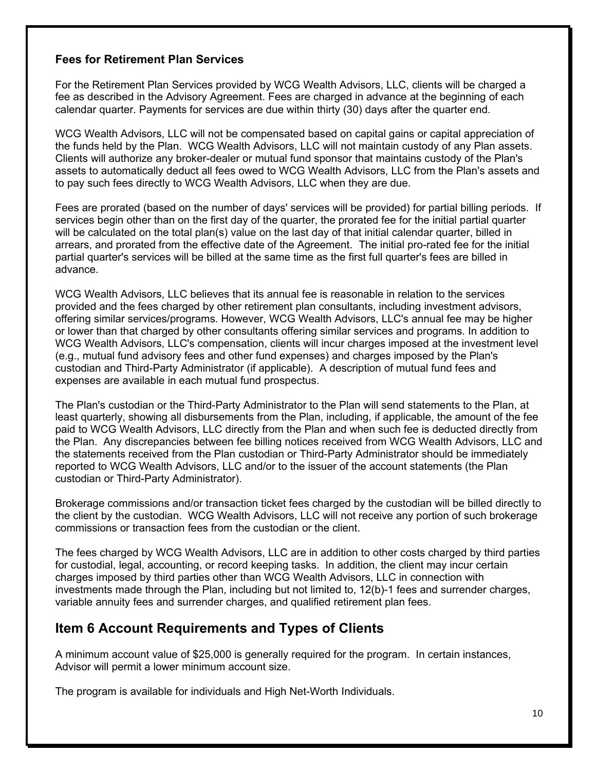### Fees for Retirement Plan Services

For the Retirement Plan Services provided by WCG Wealth Advisors, LLC, clients will be charged a fee as described in the Advisory Agreement. Fees are charged in advance at the beginning of each calendar quarter. Payments for services are due within thirty (30) days after the quarter end.

WCG Wealth Advisors, LLC will not be compensated based on capital gains or capital appreciation of the funds held by the Plan. WCG Wealth Advisors, LLC will not maintain custody of any Plan assets. Clients will authorize any broker-dealer or mutual fund sponsor that maintains custody of the Plan's assets to automatically deduct all fees owed to WCG Wealth Advisors, LLC from the Plan's assets and to pay such fees directly to WCG Wealth Advisors, LLC when they are due.

Fees are prorated (based on the number of days' services will be provided) for partial billing periods. If services begin other than on the first day of the quarter, the prorated fee for the initial partial quarter will be calculated on the total plan(s) value on the last day of that initial calendar quarter, billed in arrears, and prorated from the effective date of the Agreement. The initial pro-rated fee for the initial partial quarter's services will be billed at the same time as the first full quarter's fees are billed in advance.

WCG Wealth Advisors, LLC believes that its annual fee is reasonable in relation to the services provided and the fees charged by other retirement plan consultants, including investment advisors, offering similar services/programs. However, WCG Wealth Advisors, LLC's annual fee may be higher or lower than that charged by other consultants offering similar services and programs. In addition to WCG Wealth Advisors, LLC's compensation, clients will incur charges imposed at the investment level (e.g., mutual fund advisory fees and other fund expenses) and charges imposed by the Plan's custodian and Third-Party Administrator (if applicable). A description of mutual fund fees and expenses are available in each mutual fund prospectus.

The Plan's custodian or the Third-Party Administrator to the Plan will send statements to the Plan, at least quarterly, showing all disbursements from the Plan, including, if applicable, the amount of the fee paid to WCG Wealth Advisors, LLC directly from the Plan and when such fee is deducted directly from the Plan. Any discrepancies between fee billing notices received from WCG Wealth Advisors, LLC and the statements received from the Plan custodian or Third-Party Administrator should be immediately reported to WCG Wealth Advisors, LLC and/or to the issuer of the account statements (the Plan custodian or Third-Party Administrator).

Brokerage commissions and/or transaction ticket fees charged by the custodian will be billed directly to the client by the custodian. WCG Wealth Advisors, LLC will not receive any portion of such brokerage commissions or transaction fees from the custodian or the client.

The fees charged by WCG Wealth Advisors, LLC are in addition to other costs charged by third parties for custodial, legal, accounting, or record keeping tasks. In addition, the client may incur certain charges imposed by third parties other than WCG Wealth Advisors, LLC in connection with investments made through the Plan, including but not limited to, 12(b)-1 fees and surrender charges, variable annuity fees and surrender charges, and qualified retirement plan fees.

## Item 6 Account Requirements and Types of Clients

A minimum account value of $25,000 is generally required for the program. In certain instances, Advisor will permit a lower minimum account size.

The program is available for individuals and High Net-Worth Individuals.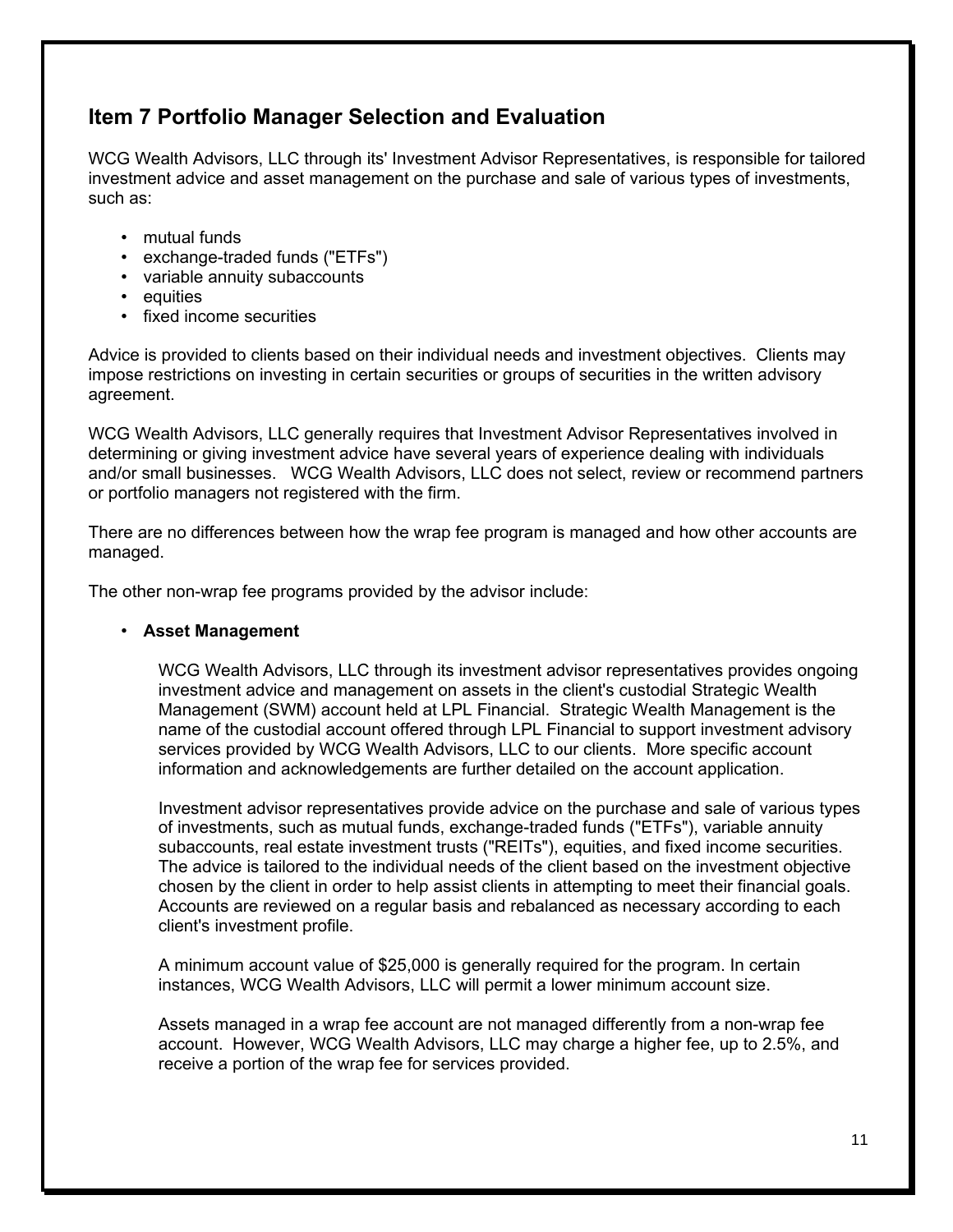## Item 7 Portfolio Manager Selection and Evaluation

WCG Wealth Advisors, LLC through its' Investment Advisor Representatives, is responsible for tailored investment advice and asset management on the purchase and sale of various types of investments, such as:

- mutual funds
- exchange-traded funds ("ETFs")
- variable annuity subaccounts
- equities
- fixed income securities

Advice is provided to clients based on their individual needs and investment objectives. Clients may impose restrictions on investing in certain securities or groups of securities in the written advisory agreement.

WCG Wealth Advisors, LLC generally requires that Investment Advisor Representatives involved in determining or giving investment advice have several years of experience dealing with individuals and/or small businesses. WCG Wealth Advisors, LLC does not select, review or recommend partners or portfolio managers not registered with the firm.

There are no differences between how the wrap fee program is managed and how other accounts are managed.

The other non-wrap fee programs provided by the advisor include:

- **Asset Management**

  WCG Wealth Advisors, LLC through its investment advisor representatives provides ongoing investment advice and management on assets in the client's custodial Strategic Wealth Management (SWM) account held at LPL Financial. Strategic Wealth Management is the name of the custodial account offered through LPL Financial to support investment advisory services provided by WCG Wealth Advisors, LLC to our clients. More specific account information and acknowledgements are further detailed on the account application.

  Investment advisor representatives provide advice on the purchase and sale of various types of investments, such as mutual funds, exchange-traded funds ("ETFs"), variable annuity subaccounts, real estate investment trusts ("REITs"), equities, and fixed income securities. The advice is tailored to the individual needs of the client based on the investment objective chosen by the client in order to help assist clients in attempting to meet their financial goals. Accounts are reviewed on a regular basis and rebalanced as necessary according to each client's investment profile.

  A minimum account value of $25,000 is generally required for the program. In certain instances, WCG Wealth Advisors, LLC will permit a lower minimum account size.

  Assets managed in a wrap fee account are not managed differently from a non-wrap fee account. However, WCG Wealth Advisors, LLC may charge a higher fee, up to 2.5%, and receive a portion of the wrap fee for services provided.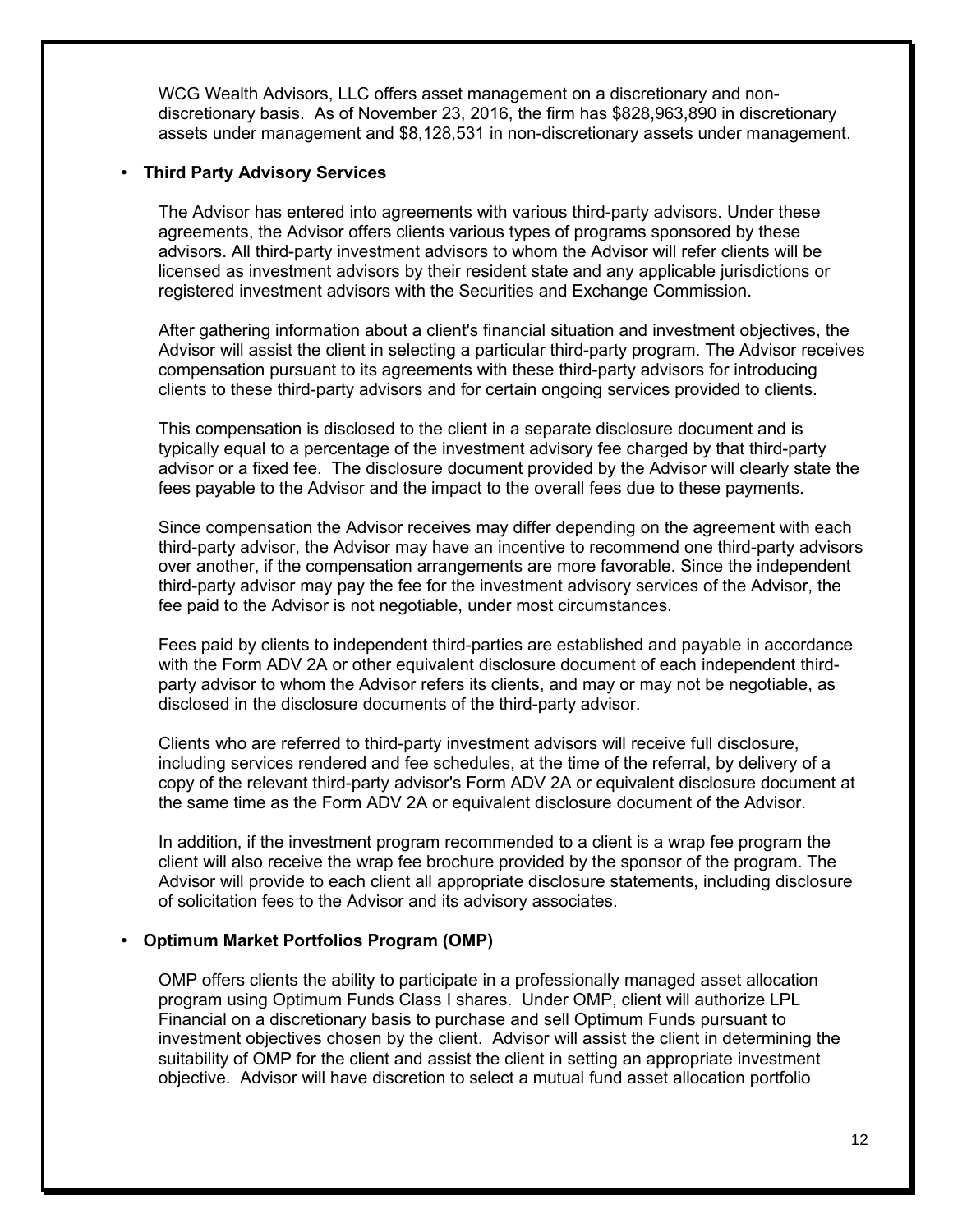WCG Wealth Advisors, LLC offers asset management on a discretionary and non-discretionary basis. As of November 23, 2016, the firm has $828,963,890 in discretionary assets under management and $8,128,531 in non-discretionary assets under management.

- **Third Party Advisory Services**

The Advisor has entered into agreements with various third-party advisors. Under these agreements, the Advisor offers clients various types of programs sponsored by these advisors. All third-party investment advisors to whom the Advisor will refer clients will be licensed as investment advisors by their resident state and any applicable jurisdictions or registered investment advisors with the Securities and Exchange Commission.

After gathering information about a client's financial situation and investment objectives, the Advisor will assist the client in selecting a particular third-party program. The Advisor receives compensation pursuant to its agreements with these third-party advisors for introducing clients to these third-party advisors and for certain ongoing services provided to clients.

This compensation is disclosed to the client in a separate disclosure document and is typically equal to a percentage of the investment advisory fee charged by that third-party advisor or a fixed fee. The disclosure document provided by the Advisor will clearly state the fees payable to the Advisor and the impact to the overall fees due to these payments.

Since compensation the Advisor receives may differ depending on the agreement with each third-party advisor, the Advisor may have an incentive to recommend one third-party advisors over another, if the compensation arrangements are more favorable. Since the independent third-party advisor may pay the fee for the investment advisory services of the Advisor, the fee paid to the Advisor is not negotiable, under most circumstances.

Fees paid by clients to independent third-parties are established and payable in accordance with the Form ADV 2A or other equivalent disclosure document of each independent third-party advisor to whom the Advisor refers its clients, and may or may not be negotiable, as disclosed in the disclosure documents of the third-party advisor.

Clients who are referred to third-party investment advisors will receive full disclosure, including services rendered and fee schedules, at the time of the referral, by delivery of a copy of the relevant third-party advisor's Form ADV 2A or equivalent disclosure document at the same time as the Form ADV 2A or equivalent disclosure document of the Advisor.

In addition, if the investment program recommended to a client is a wrap fee program the client will also receive the wrap fee brochure provided by the sponsor of the program. The Advisor will provide to each client all appropriate disclosure statements, including disclosure of solicitation fees to the Advisor and its advisory associates.

- **Optimum Market Portfolios Program (OMP)**

OMP offers clients the ability to participate in a professionally managed asset allocation program using Optimum Funds Class I shares. Under OMP, client will authorize LPL Financial on a discretionary basis to purchase and sell Optimum Funds pursuant to investment objectives chosen by the client. Advisor will assist the client in determining the suitability of OMP for the client and assist the client in setting an appropriate investment objective. Advisor will have discretion to select a mutual fund asset allocation portfolio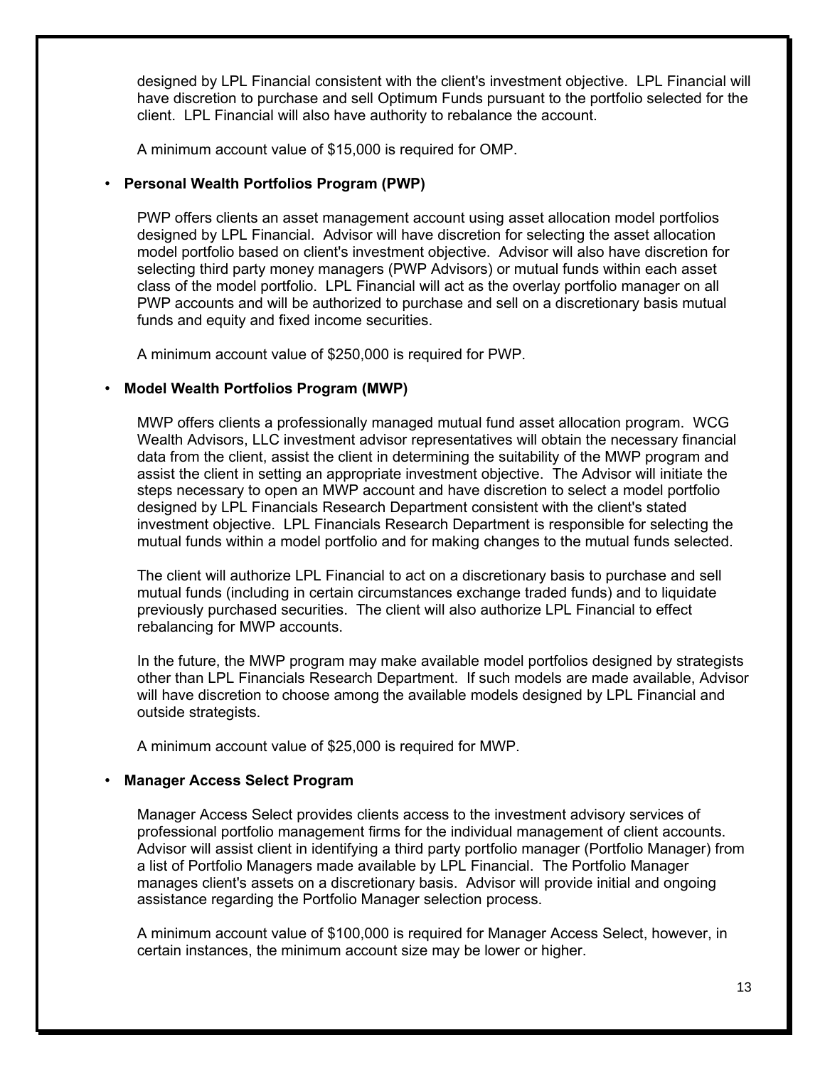designed by LPL Financial consistent with the client's investment objective. LPL Financial will have discretion to purchase and sell Optimum Funds pursuant to the portfolio selected for the client. LPL Financial will also have authority to rebalance the account.

A minimum account value of $15,000 is required for OMP.

- **Personal Wealth Portfolios Program (PWP)**

  PWP offers clients an asset management account using asset allocation model portfolios designed by LPL Financial. Advisor will have discretion for selecting the asset allocation model portfolio based on client's investment objective. Advisor will also have discretion for selecting third party money managers (PWP Advisors) or mutual funds within each asset class of the model portfolio. LPL Financial will act as the overlay portfolio manager on all PWP accounts and will be authorized to purchase and sell on a discretionary basis mutual funds and equity and fixed income securities.

  A minimum account value of $250,000 is required for PWP.

- **Model Wealth Portfolios Program (MWP)**

  MWP offers clients a professionally managed mutual fund asset allocation program. WCG Wealth Advisors, LLC investment advisor representatives will obtain the necessary financial data from the client, assist the client in determining the suitability of the MWP program and assist the client in setting an appropriate investment objective. The Advisor will initiate the steps necessary to open an MWP account and have discretion to select a model portfolio designed by LPL Financials Research Department consistent with the client's stated investment objective. LPL Financials Research Department is responsible for selecting the mutual funds within a model portfolio and for making changes to the mutual funds selected.

  The client will authorize LPL Financial to act on a discretionary basis to purchase and sell mutual funds (including in certain circumstances exchange traded funds) and to liquidate previously purchased securities. The client will also authorize LPL Financial to effect rebalancing for MWP accounts.

  In the future, the MWP program may make available model portfolios designed by strategists other than LPL Financials Research Department. If such models are made available, Advisor will have discretion to choose among the available models designed by LPL Financial and outside strategists.

  A minimum account value of $25,000 is required for MWP.

- **Manager Access Select Program**

  Manager Access Select provides clients access to the investment advisory services of professional portfolio management firms for the individual management of client accounts. Advisor will assist client in identifying a third party portfolio manager (Portfolio Manager) from a list of Portfolio Managers made available by LPL Financial. The Portfolio Manager manages client's assets on a discretionary basis. Advisor will provide initial and ongoing assistance regarding the Portfolio Manager selection process.

  A minimum account value of $100,000 is required for Manager Access Select, however, in certain instances, the minimum account size may be lower or higher.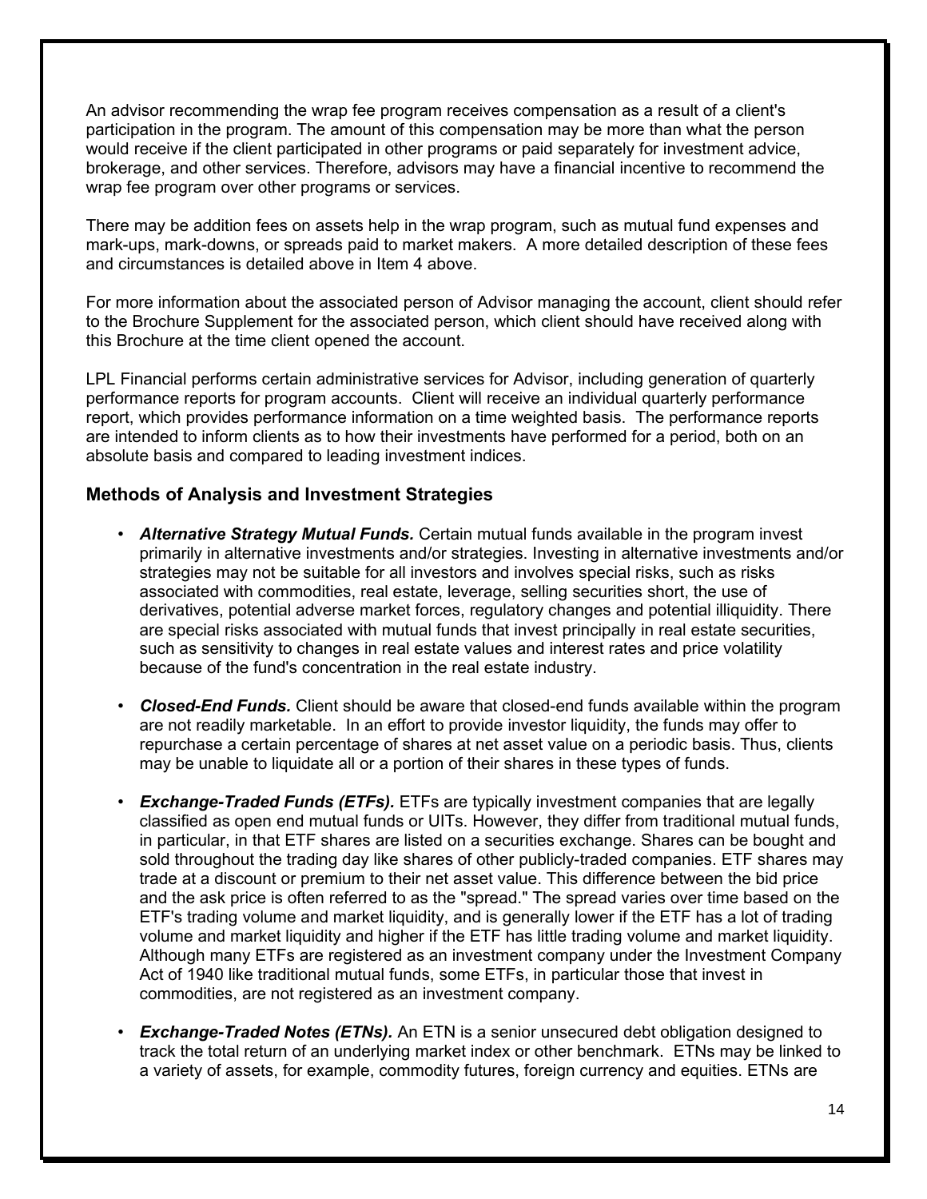An advisor recommending the wrap fee program receives compensation as a result of a client's participation in the program. The amount of this compensation may be more than what the person would receive if the client participated in other programs or paid separately for investment advice, brokerage, and other services. Therefore, advisors may have a financial incentive to recommend the wrap fee program over other programs or services.

There may be addition fees on assets help in the wrap program, such as mutual fund expenses and mark-ups, mark-downs, or spreads paid to market makers. A more detailed description of these fees and circumstances is detailed above in Item 4 above.

For more information about the associated person of Advisor managing the account, client should refer to the Brochure Supplement for the associated person, which client should have received along with this Brochure at the time client opened the account.

LPL Financial performs certain administrative services for Advisor, including generation of quarterly performance reports for program accounts. Client will receive an individual quarterly performance report, which provides performance information on a time weighted basis. The performance reports are intended to inform clients as to how their investments have performed for a period, both on an absolute basis and compared to leading investment indices.

### Methods of Analysis and Investment Strategies

- ***Alternative Strategy Mutual Funds.*** Certain mutual funds available in the program invest primarily in alternative investments and/or strategies. Investing in alternative investments and/or strategies may not be suitable for all investors and involves special risks, such as risks associated with commodities, real estate, leverage, selling securities short, the use of derivatives, potential adverse market forces, regulatory changes and potential illiquidity. There are special risks associated with mutual funds that invest principally in real estate securities, such as sensitivity to changes in real estate values and interest rates and price volatility because of the fund's concentration in the real estate industry.

- ***Closed-End Funds.*** Client should be aware that closed-end funds available within the program are not readily marketable. In an effort to provide investor liquidity, the funds may offer to repurchase a certain percentage of shares at net asset value on a periodic basis. Thus, clients may be unable to liquidate all or a portion of their shares in these types of funds.

- ***Exchange-Traded Funds (ETFs).*** ETFs are typically investment companies that are legally classified as open end mutual funds or UITs. However, they differ from traditional mutual funds, in particular, in that ETF shares are listed on a securities exchange. Shares can be bought and sold throughout the trading day like shares of other publicly-traded companies. ETF shares may trade at a discount or premium to their net asset value. This difference between the bid price and the ask price is often referred to as the "spread." The spread varies over time based on the ETF's trading volume and market liquidity, and is generally lower if the ETF has a lot of trading volume and market liquidity and higher if the ETF has little trading volume and market liquidity. Although many ETFs are registered as an investment company under the Investment Company Act of 1940 like traditional mutual funds, some ETFs, in particular those that invest in commodities, are not registered as an investment company.

- ***Exchange-Traded Notes (ETNs).*** An ETN is a senior unsecured debt obligation designed to track the total return of an underlying market index or other benchmark. ETNs may be linked to a variety of assets, for example, commodity futures, foreign currency and equities. ETNs are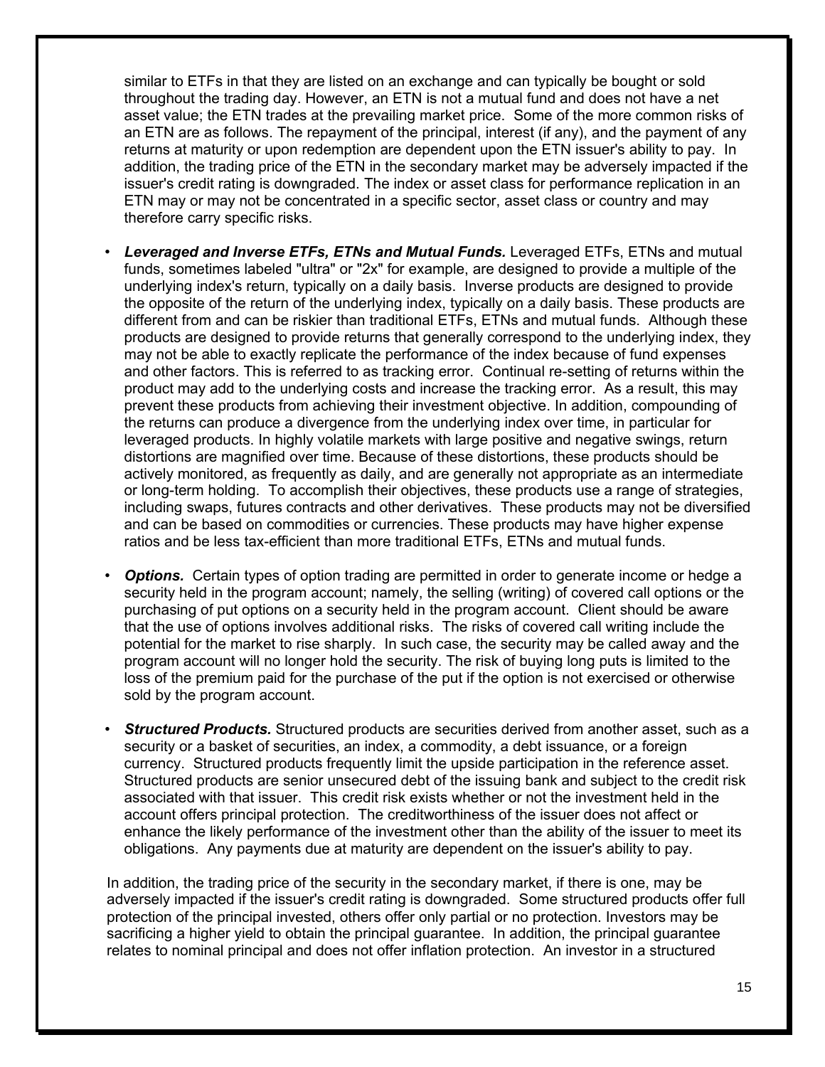similar to ETFs in that they are listed on an exchange and can typically be bought or sold throughout the trading day. However, an ETN is not a mutual fund and does not have a net asset value; the ETN trades at the prevailing market price. Some of the more common risks of an ETN are as follows. The repayment of the principal, interest (if any), and the payment of any returns at maturity or upon redemption are dependent upon the ETN issuer's ability to pay. In addition, the trading price of the ETN in the secondary market may be adversely impacted if the issuer's credit rating is downgraded. The index or asset class for performance replication in an ETN may or may not be concentrated in a specific sector, asset class or country and may therefore carry specific risks.

- ***Leveraged and Inverse ETFs, ETNs and Mutual Funds.*** Leveraged ETFs, ETNs and mutual funds, sometimes labeled "ultra" or "2x" for example, are designed to provide a multiple of the underlying index's return, typically on a daily basis. Inverse products are designed to provide the opposite of the return of the underlying index, typically on a daily basis. These products are different from and can be riskier than traditional ETFs, ETNs and mutual funds. Although these products are designed to provide returns that generally correspond to the underlying index, they may not be able to exactly replicate the performance of the index because of fund expenses and other factors. This is referred to as tracking error. Continual re-setting of returns within the product may add to the underlying costs and increase the tracking error. As a result, this may prevent these products from achieving their investment objective. In addition, compounding of the returns can produce a divergence from the underlying index over time, in particular for leveraged products. In highly volatile markets with large positive and negative swings, return distortions are magnified over time. Because of these distortions, these products should be actively monitored, as frequently as daily, and are generally not appropriate as an intermediate or long-term holding. To accomplish their objectives, these products use a range of strategies, including swaps, futures contracts and other derivatives. These products may not be diversified and can be based on commodities or currencies. These products may have higher expense ratios and be less tax-efficient than more traditional ETFs, ETNs and mutual funds.

- ***Options.*** Certain types of option trading are permitted in order to generate income or hedge a security held in the program account; namely, the selling (writing) of covered call options or the purchasing of put options on a security held in the program account. Client should be aware that the use of options involves additional risks. The risks of covered call writing include the potential for the market to rise sharply. In such case, the security may be called away and the program account will no longer hold the security. The risk of buying long puts is limited to the loss of the premium paid for the purchase of the put if the option is not exercised or otherwise sold by the program account.

- ***Structured Products.*** Structured products are securities derived from another asset, such as a security or a basket of securities, an index, a commodity, a debt issuance, or a foreign currency. Structured products frequently limit the upside participation in the reference asset. Structured products are senior unsecured debt of the issuing bank and subject to the credit risk associated with that issuer. This credit risk exists whether or not the investment held in the account offers principal protection. The creditworthiness of the issuer does not affect or enhance the likely performance of the investment other than the ability of the issuer to meet its obligations. Any payments due at maturity are dependent on the issuer's ability to pay.

In addition, the trading price of the security in the secondary market, if there is one, may be adversely impacted if the issuer's credit rating is downgraded. Some structured products offer full protection of the principal invested, others offer only partial or no protection. Investors may be sacrificing a higher yield to obtain the principal guarantee. In addition, the principal guarantee relates to nominal principal and does not offer inflation protection. An investor in a structured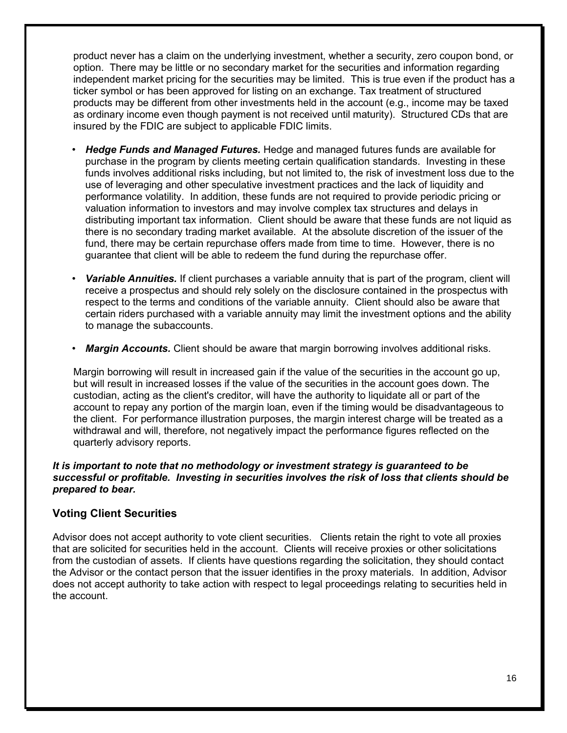product never has a claim on the underlying investment, whether a security, zero coupon bond, or option. There may be little or no secondary market for the securities and information regarding independent market pricing for the securities may be limited. This is true even if the product has a ticker symbol or has been approved for listing on an exchange. Tax treatment of structured products may be different from other investments held in the account (e.g., income may be taxed as ordinary income even though payment is not received until maturity). Structured CDs that are insured by the FDIC are subject to applicable FDIC limits.

- ***Hedge Funds and Managed Futures.*** Hedge and managed futures funds are available for purchase in the program by clients meeting certain qualification standards. Investing in these funds involves additional risks including, but not limited to, the risk of investment loss due to the use of leveraging and other speculative investment practices and the lack of liquidity and performance volatility. In addition, these funds are not required to provide periodic pricing or valuation information to investors and may involve complex tax structures and delays in distributing important tax information. Client should be aware that these funds are not liquid as there is no secondary trading market available. At the absolute discretion of the issuer of the fund, there may be certain repurchase offers made from time to time. However, there is no guarantee that client will be able to redeem the fund during the repurchase offer.

- ***Variable Annuities.*** If client purchases a variable annuity that is part of the program, client will receive a prospectus and should rely solely on the disclosure contained in the prospectus with respect to the terms and conditions of the variable annuity. Client should also be aware that certain riders purchased with a variable annuity may limit the investment options and the ability to manage the subaccounts.

- ***Margin Accounts.*** Client should be aware that margin borrowing involves additional risks.

Margin borrowing will result in increased gain if the value of the securities in the account go up, but will result in increased losses if the value of the securities in the account goes down. The custodian, acting as the client's creditor, will have the authority to liquidate all or part of the account to repay any portion of the margin loan, even if the timing would be disadvantageous to the client. For performance illustration purposes, the margin interest charge will be treated as a withdrawal and will, therefore, not negatively impact the performance figures reflected on the quarterly advisory reports.

***It is important to note that no methodology or investment strategy is guaranteed to be successful or profitable. Investing in securities involves the risk of loss that clients should be prepared to bear.***

## Voting Client Securities

Advisor does not accept authority to vote client securities. Clients retain the right to vote all proxies that are solicited for securities held in the account. Clients will receive proxies or other solicitations from the custodian of assets. If clients have questions regarding the solicitation, they should contact the Advisor or the contact person that the issuer identifies in the proxy materials. In addition, Advisor does not accept authority to take action with respect to legal proceedings relating to securities held in the account.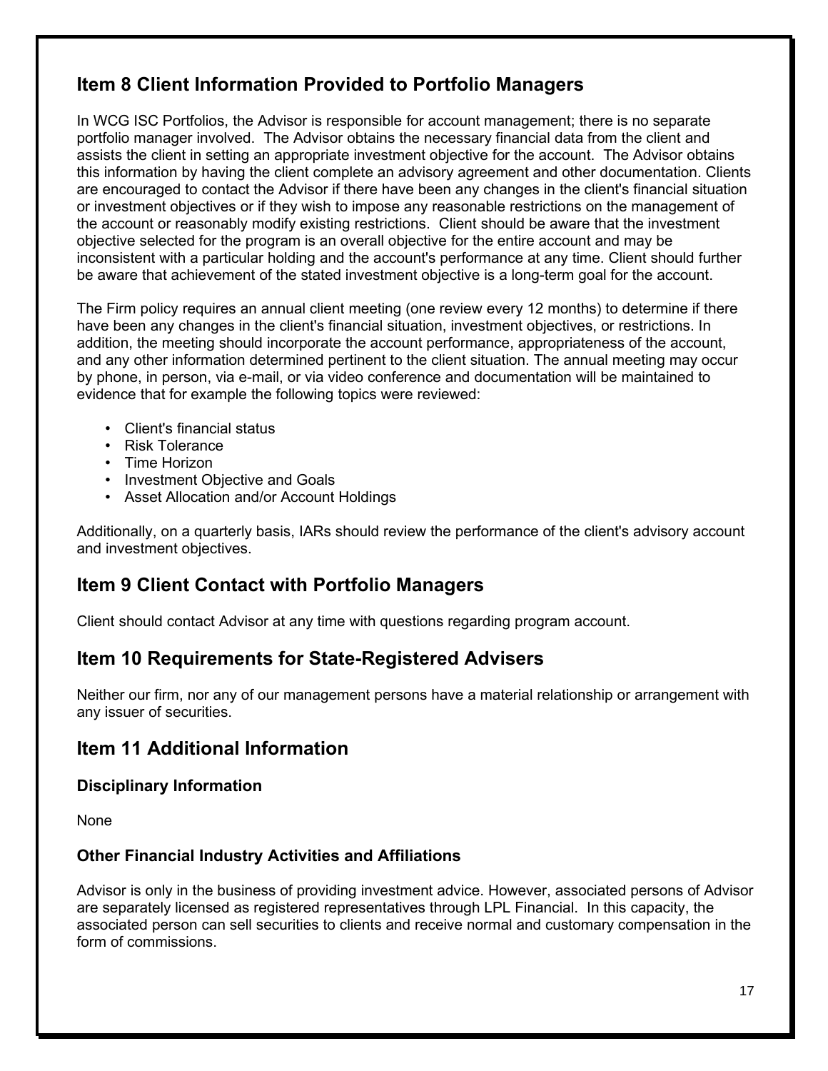## Item 8 Client Information Provided to Portfolio Managers

In WCG ISC Portfolios, the Advisor is responsible for account management; there is no separate portfolio manager involved. The Advisor obtains the necessary financial data from the client and assists the client in setting an appropriate investment objective for the account. The Advisor obtains this information by having the client complete an advisory agreement and other documentation. Clients are encouraged to contact the Advisor if there have been any changes in the client's financial situation or investment objectives or if they wish to impose any reasonable restrictions on the management of the account or reasonably modify existing restrictions. Client should be aware that the investment objective selected for the program is an overall objective for the entire account and may be inconsistent with a particular holding and the account's performance at any time. Client should further be aware that achievement of the stated investment objective is a long-term goal for the account.

The Firm policy requires an annual client meeting (one review every 12 months) to determine if there have been any changes in the client's financial situation, investment objectives, or restrictions. In addition, the meeting should incorporate the account performance, appropriateness of the account, and any other information determined pertinent to the client situation. The annual meeting may occur by phone, in person, via e-mail, or via video conference and documentation will be maintained to evidence that for example the following topics were reviewed:

- Client's financial status
- Risk Tolerance
- Time Horizon
- Investment Objective and Goals
- Asset Allocation and/or Account Holdings

Additionally, on a quarterly basis, IARs should review the performance of the client's advisory account and investment objectives.

## Item 9 Client Contact with Portfolio Managers

Client should contact Advisor at any time with questions regarding program account.

## Item 10 Requirements for State-Registered Advisers

Neither our firm, nor any of our management persons have a material relationship or arrangement with any issuer of securities.

## Item 11 Additional Information

### Disciplinary Information

None

### Other Financial Industry Activities and Affiliations

Advisor is only in the business of providing investment advice. However, associated persons of Advisor are separately licensed as registered representatives through LPL Financial. In this capacity, the associated person can sell securities to clients and receive normal and customary compensation in the form of commissions.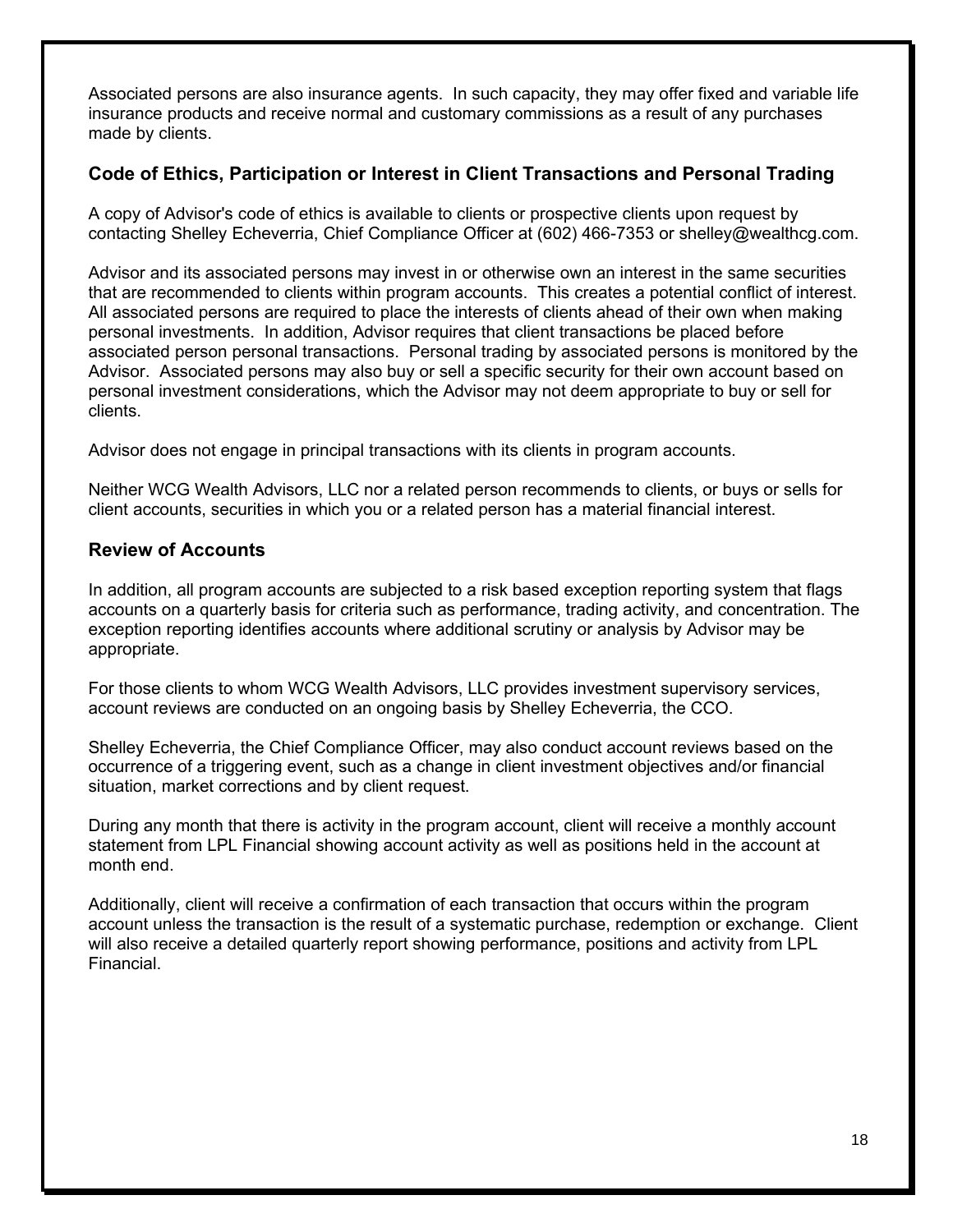Associated persons are also insurance agents. In such capacity, they may offer fixed and variable life insurance products and receive normal and customary commissions as a result of any purchases made by clients.

### Code of Ethics, Participation or Interest in Client Transactions and Personal Trading

A copy of Advisor's code of ethics is available to clients or prospective clients upon request by contacting Shelley Echeverria, Chief Compliance Officer at (602) 466-7353 or shelley@wealthcg.com.

Advisor and its associated persons may invest in or otherwise own an interest in the same securities that are recommended to clients within program accounts. This creates a potential conflict of interest. All associated persons are required to place the interests of clients ahead of their own when making personal investments. In addition, Advisor requires that client transactions be placed before associated person personal transactions. Personal trading by associated persons is monitored by the Advisor. Associated persons may also buy or sell a specific security for their own account based on personal investment considerations, which the Advisor may not deem appropriate to buy or sell for clients.

Advisor does not engage in principal transactions with its clients in program accounts.

Neither WCG Wealth Advisors, LLC nor a related person recommends to clients, or buys or sells for client accounts, securities in which you or a related person has a material financial interest.

### Review of Accounts

In addition, all program accounts are subjected to a risk based exception reporting system that flags accounts on a quarterly basis for criteria such as performance, trading activity, and concentration. The exception reporting identifies accounts where additional scrutiny or analysis by Advisor may be appropriate.

For those clients to whom WCG Wealth Advisors, LLC provides investment supervisory services, account reviews are conducted on an ongoing basis by Shelley Echeverria, the CCO.

Shelley Echeverria, the Chief Compliance Officer, may also conduct account reviews based on the occurrence of a triggering event, such as a change in client investment objectives and/or financial situation, market corrections and by client request.

During any month that there is activity in the program account, client will receive a monthly account statement from LPL Financial showing account activity as well as positions held in the account at month end.

Additionally, client will receive a confirmation of each transaction that occurs within the program account unless the transaction is the result of a systematic purchase, redemption or exchange. Client will also receive a detailed quarterly report showing performance, positions and activity from LPL Financial.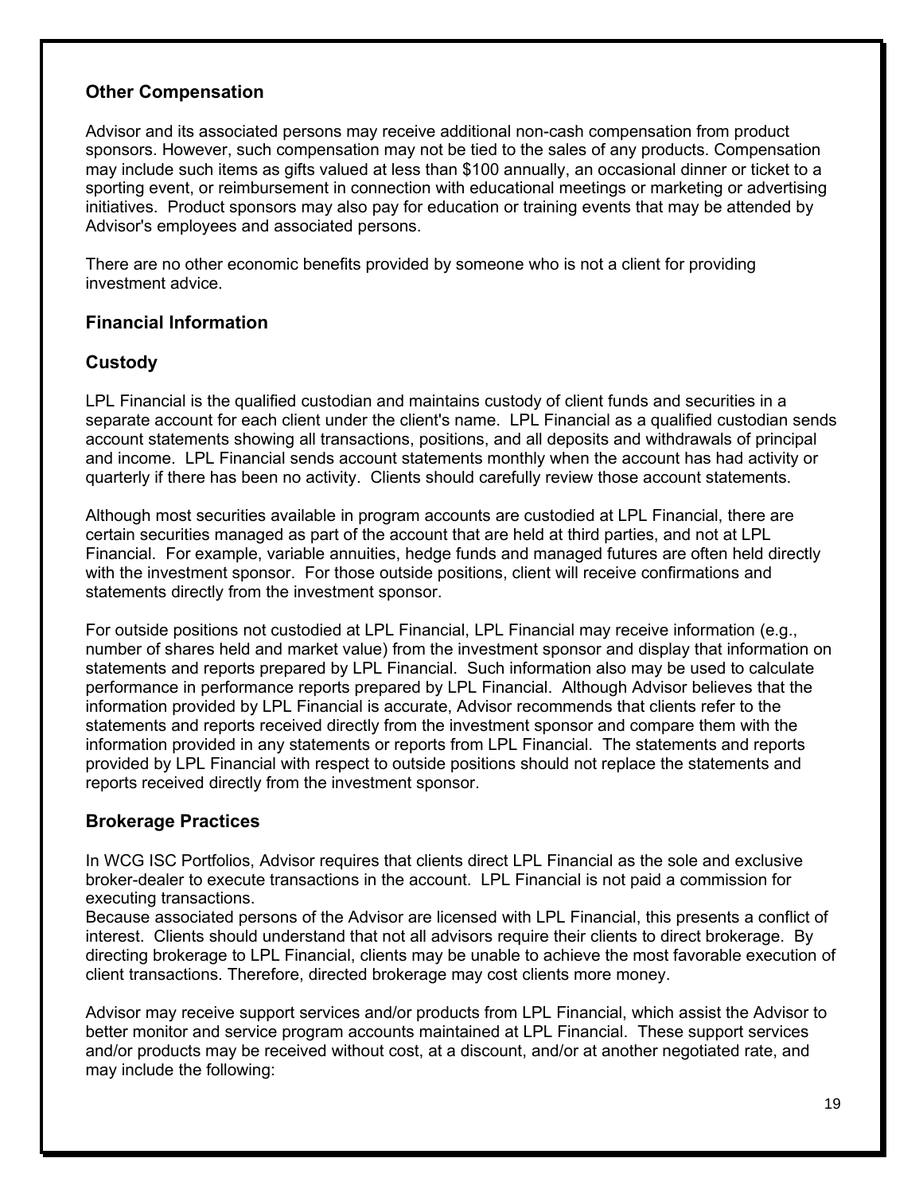### Other Compensation

Advisor and its associated persons may receive additional non-cash compensation from product sponsors. However, such compensation may not be tied to the sales of any products. Compensation may include such items as gifts valued at less than $100 annually, an occasional dinner or ticket to a sporting event, or reimbursement in connection with educational meetings or marketing or advertising initiatives. Product sponsors may also pay for education or training events that may be attended by Advisor's employees and associated persons.

There are no other economic benefits provided by someone who is not a client for providing investment advice.

## Financial Information

## Custody

LPL Financial is the qualified custodian and maintains custody of client funds and securities in a separate account for each client under the client's name. LPL Financial as a qualified custodian sends account statements showing all transactions, positions, and all deposits and withdrawals of principal and income. LPL Financial sends account statements monthly when the account has had activity or quarterly if there has been no activity. Clients should carefully review those account statements.

Although most securities available in program accounts are custodied at LPL Financial, there are certain securities managed as part of the account that are held at third parties, and not at LPL Financial. For example, variable annuities, hedge funds and managed futures are often held directly with the investment sponsor. For those outside positions, client will receive confirmations and statements directly from the investment sponsor.

For outside positions not custodied at LPL Financial, LPL Financial may receive information (e.g., number of shares held and market value) from the investment sponsor and display that information on statements and reports prepared by LPL Financial. Such information also may be used to calculate performance in performance reports prepared by LPL Financial. Although Advisor believes that the information provided by LPL Financial is accurate, Advisor recommends that clients refer to the statements and reports received directly from the investment sponsor and compare them with the information provided in any statements or reports from LPL Financial. The statements and reports provided by LPL Financial with respect to outside positions should not replace the statements and reports received directly from the investment sponsor.

## Brokerage Practices

In WCG ISC Portfolios, Advisor requires that clients direct LPL Financial as the sole and exclusive broker-dealer to execute transactions in the account. LPL Financial is not paid a commission for executing transactions.
Because associated persons of the Advisor are licensed with LPL Financial, this presents a conflict of interest. Clients should understand that not all advisors require their clients to direct brokerage. By directing brokerage to LPL Financial, clients may be unable to achieve the most favorable execution of client transactions. Therefore, directed brokerage may cost clients more money.

Advisor may receive support services and/or products from LPL Financial, which assist the Advisor to better monitor and service program accounts maintained at LPL Financial. These support services and/or products may be received without cost, at a discount, and/or at another negotiated rate, and may include the following: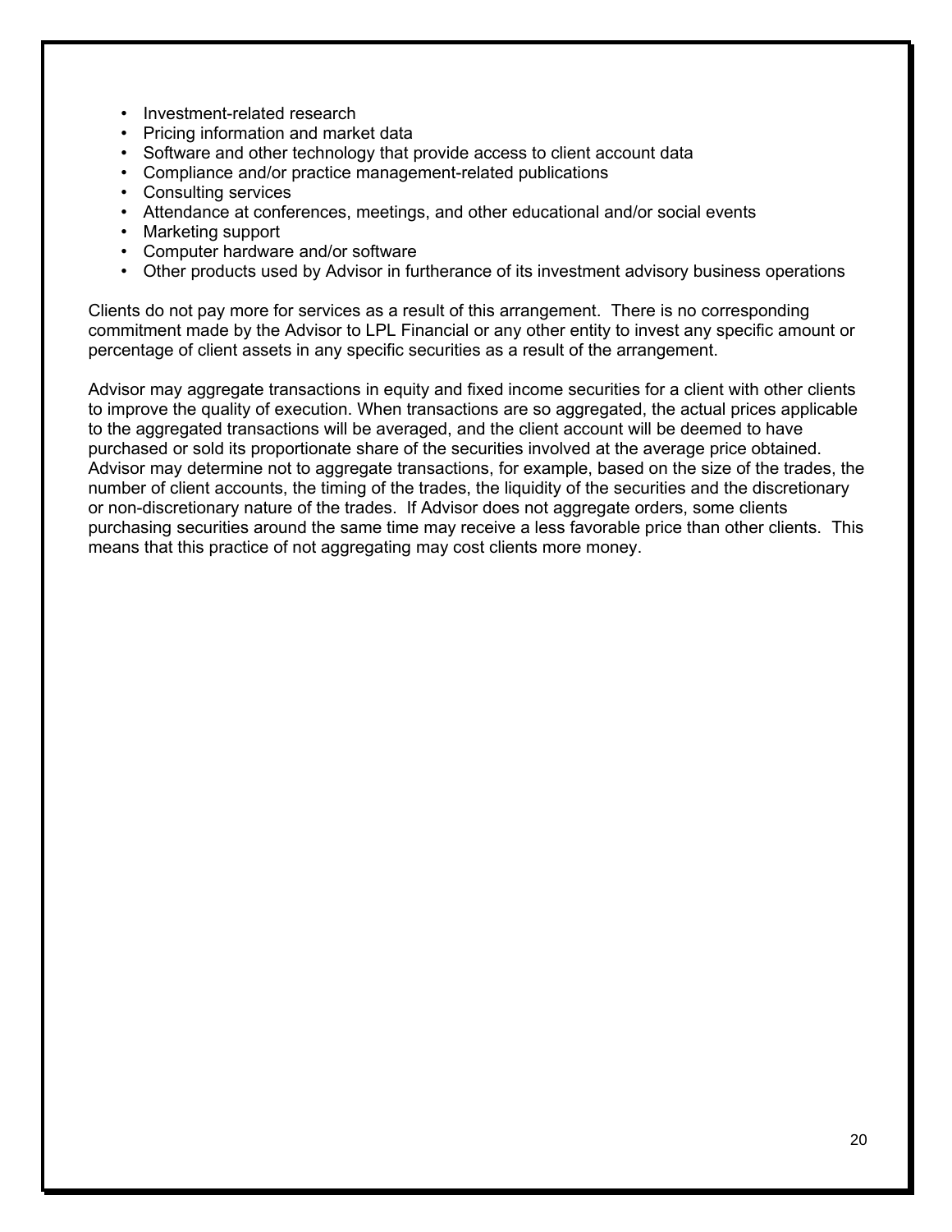- Investment-related research
- Pricing information and market data
- Software and other technology that provide access to client account data
- Compliance and/or practice management-related publications
- Consulting services
- Attendance at conferences, meetings, and other educational and/or social events
- Marketing support
- Computer hardware and/or software
- Other products used by Advisor in furtherance of its investment advisory business operations

Clients do not pay more for services as a result of this arrangement. There is no corresponding commitment made by the Advisor to LPL Financial or any other entity to invest any specific amount or percentage of client assets in any specific securities as a result of the arrangement.

Advisor may aggregate transactions in equity and fixed income securities for a client with other clients to improve the quality of execution. When transactions are so aggregated, the actual prices applicable to the aggregated transactions will be averaged, and the client account will be deemed to have purchased or sold its proportionate share of the securities involved at the average price obtained. Advisor may determine not to aggregate transactions, for example, based on the size of the trades, the number of client accounts, the timing of the trades, the liquidity of the securities and the discretionary or non-discretionary nature of the trades. If Advisor does not aggregate orders, some clients purchasing securities around the same time may receive a less favorable price than other clients. This means that this practice of not aggregating may cost clients more money.